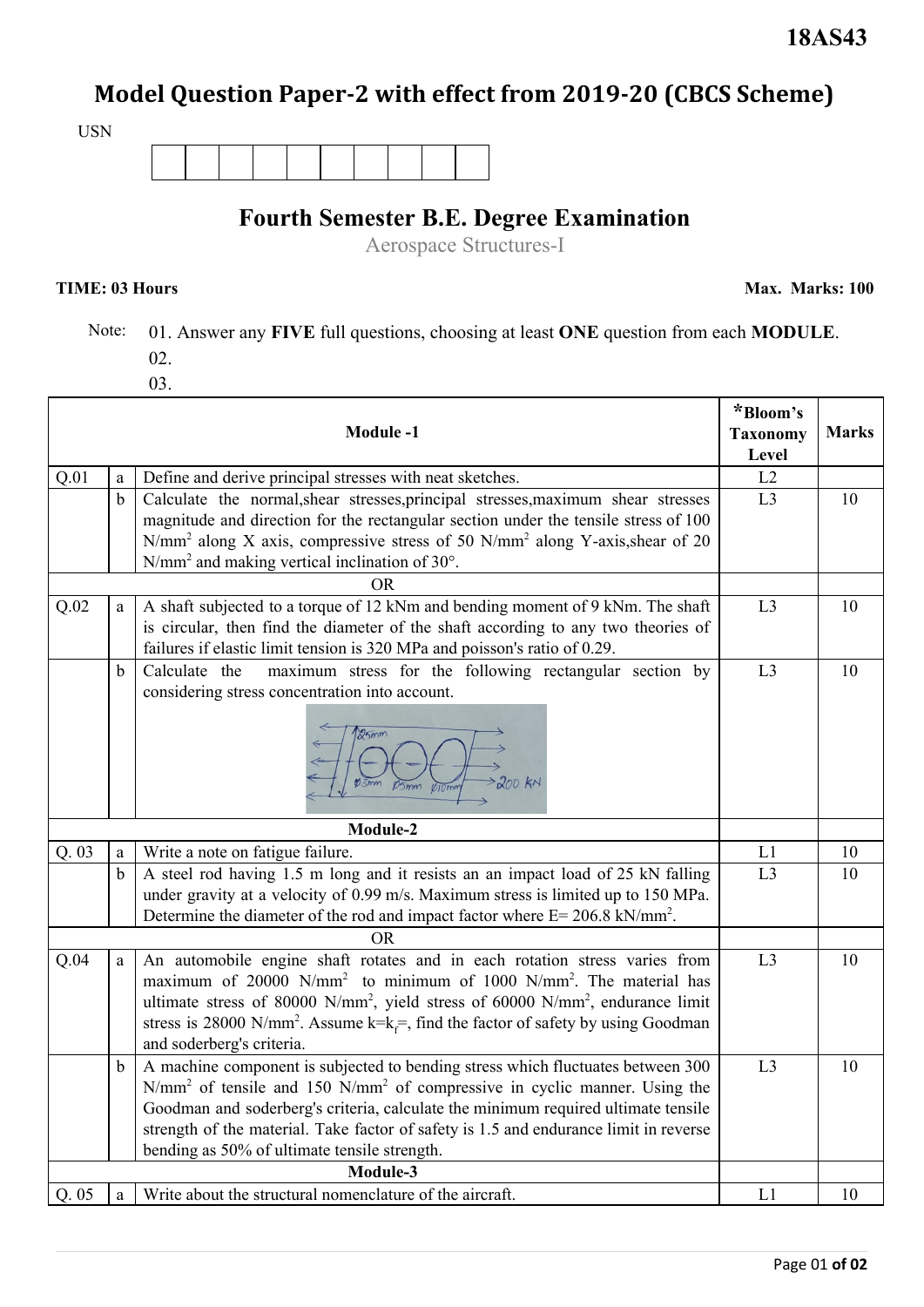**18AS43**

# Model Question Paper-2 with effect from 2019-20 (CBCS Scheme)

USN

| | | | | | | | | | |
|---|---|---|---|---|---|---|---|---|---|
| | | | | | | | | | |

## Fourth Semester B.E. Degree Examination

Aerospace Structures-I

**TIME: 03 Hours** **Max. Marks: 100**

Note: 01. Answer any **FIVE** full questions, choosing at least **ONE** question from each **MODULE**.

02.

03.

| | | **Module -1** | ***Bloom's Taxonomy Level** | **Marks** |
|---|---|---|---|---|
| Q.01 | a | Define and derive principal stresses with neat sketches. | L2 | |
| | b | Calculate the normal,shear stresses,principal stresses,maximum shear stresses magnitude and direction for the rectangular section under the tensile stress of 100 $N/mm^2$ along X axis, compressive stress of 50 $N/mm^2$ along Y-axis,shear of 20 $N/mm^2$ and making vertical inclination of 30°. | L3 | 10 |
| | | OR | | |
| Q.02 | a | A shaft subjected to a torque of 12 kNm and bending moment of 9 kNm. The shaft is circular, then find the diameter of the shaft according to any two theories of failures if elastic limit tension is 320 MPa and poisson's ratio of 0.29. | L3 | 10 |
| | b | Calculate the maximum stress for the following rectangular section by considering stress concentration into account. [Figure: 25mm; ø3mm ø5mm ø10mm; 200 kN] | L3 | 10 |
| | | **Module-2** | | |
| Q. 03 | a | Write a note on fatigue failure. | L1 | 10 |
| | b | A steel rod having 1.5 m long and it resists an an impact load of 25 kN falling under gravity at a velocity of 0.99 m/s. Maximum stress is limited up to 150 MPa. Determine the diameter of the rod and impact factor where E= 206.8 $kN/mm^2$. | L3 | 10 |
| | | OR | | |
| Q.04 | a | An automobile engine shaft rotates and in each rotation stress varies from maximum of 20000 $N/mm^2$ to minimum of 1000 $N/mm^2$. The material has ultimate stress of 80000 $N/mm^2$, yield stress of 60000 $N/mm^2$, endurance limit stress is 28000 $N/mm^2$. Assume $k=k_f=$, find the factor of safety by using Goodman and soderberg's criteria. | L3 | 10 |
| | b | A machine component is subjected to bending stress which fluctuates between 300 $N/mm^2$ of tensile and 150 $N/mm^2$ of compressive in cyclic manner. Using the Goodman and soderberg's criteria, calculate the minimum required ultimate tensile strength of the material. Take factor of safety is 1.5 and endurance limit in reverse bending as 50% of ultimate tensile strength. | L3 | 10 |
| | | **Module-3** | | |
| Q. 05 | a | Write about the structural nomenclature of the aircraft. | L1 | 10 |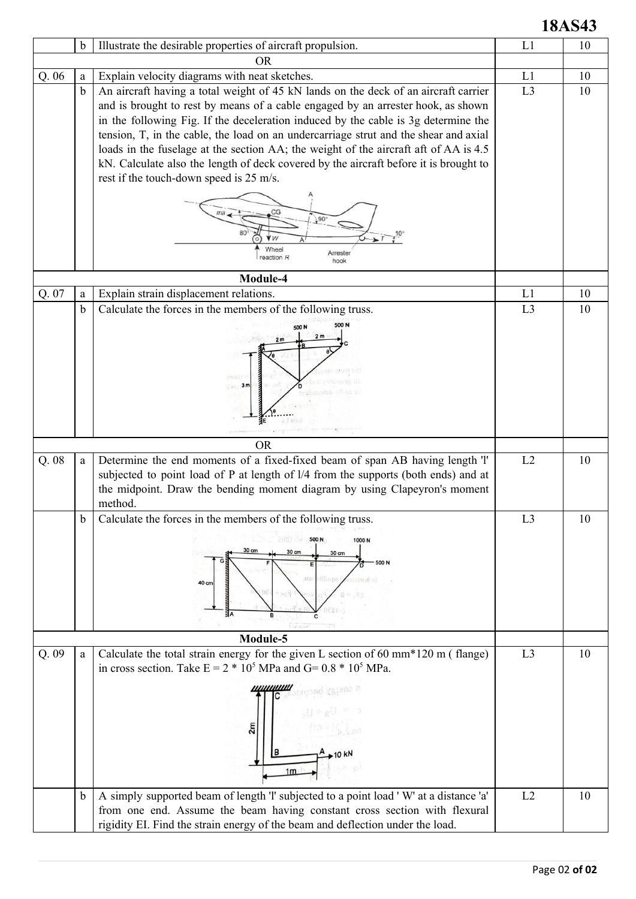|  |  |  | | |
|---|---|---|---|---|
|  | b | Illustrate the desirable properties of aircraft propulsion. | L1 | 10 |
| | | OR | | |
| Q. 06 | a | Explain velocity diagrams with neat sketches. | L1 | 10 |
|  | b | An aircraft having a total weight of 45 kN lands on the deck of an aircraft carrier and is brought to rest by means of a cable engaged by an arrester hook, as shown in the following Fig. If the deceleration induced by the cable is 3g determine the tension, T, in the cable, the load on an undercarriage strut and the shear and axial loads in the fuselage at the section AA; the weight of the aircraft aft of AA is 4.5 kN. Calculate also the length of deck covered by the aircraft before it is brought to rest if the touch-down speed is 25 m/s. | L3 | 10 |
| | | **Module-4** | | |
| Q. 07 | a | Explain strain displacement relations. | L1 | 10 |
|  | b | Calculate the forces in the members of the following truss. | L3 | 10 |
| | | OR | | |
| Q. 08 | a | Determine the end moments of a fixed-fixed beam of span AB having length 'l' subjected to point load of P at length of l/4 from the supports (both ends) and at the midpoint. Draw the bending moment diagram by using Clapeyron's moment method. | L2 | 10 |
|  | b | Calculate the forces in the members of the following truss. | L3 | 10 |
| | | **Module-5** | | |
| Q. 09 | a | Calculate the total strain energy for the given L section of 60 mm*120 m ( flange) in cross section. Take $E = 2 * 10^5$ MPa and $G = 0.8 * 10^5$ MPa. | L3 | 10 |
|  | b | A simply supported beam of length 'l' subjected to a point load ' W' at a distance 'a' from one end. Assume the beam having constant cross section with flexural rigidity EI. Find the strain energy of the beam and deflection under the load. | L2 | 10 |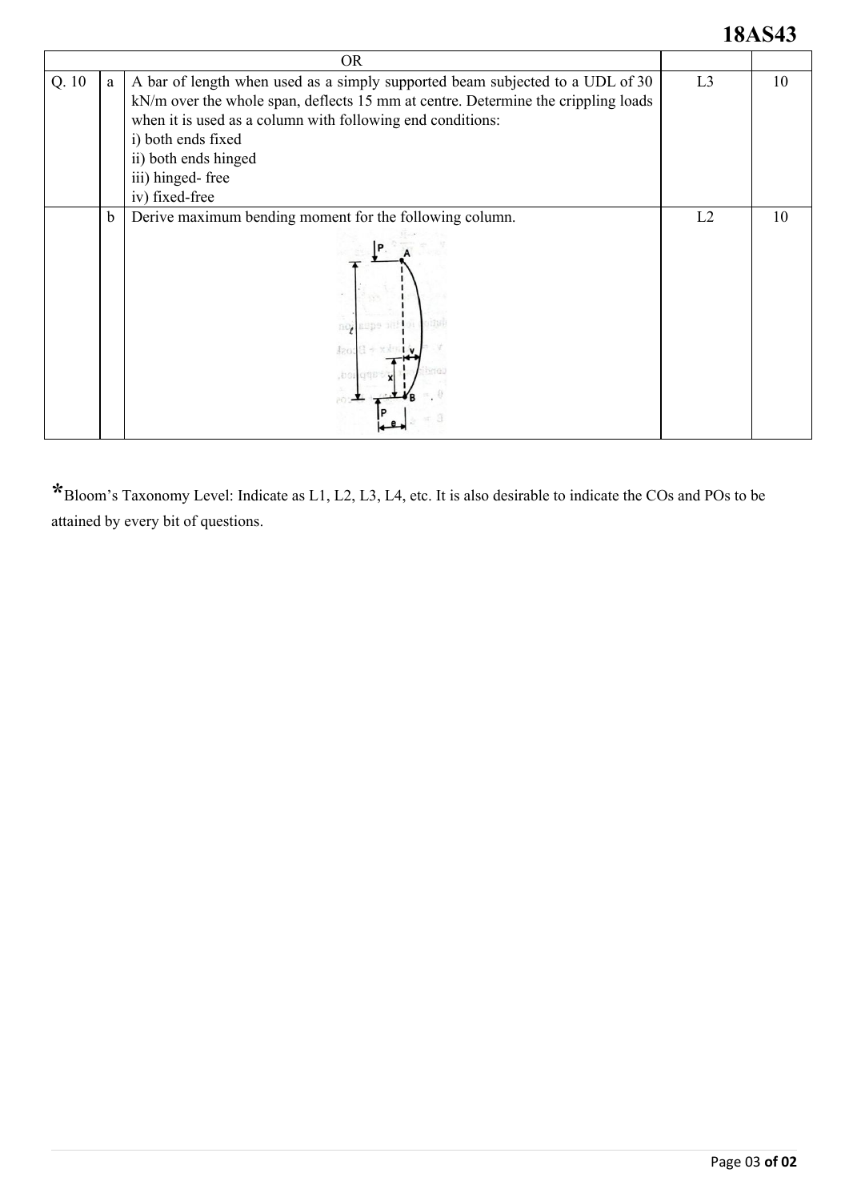| | | | | |
|---|---|---|---|---|
| | | OR | | |
| Q. 10 | a | A bar of length when used as a simply supported beam subjected to a UDL of 30 kN/m over the whole span, deflects 15 mm at centre. Determine the crippling loads when it is used as a column with following end conditions:<br>i) both ends fixed<br>ii) both ends hinged<br>iii) hinged- free<br>iv) fixed-free | L3 | 10 |
| | b | Derive maximum bending moment for the following column. | L2 | 10 |

P
A
$l$
v
x
B
P
e

*Bloom's Taxonomy Level: Indicate as L1, L2, L3, L4, etc. It is also desirable to indicate the COs and POs to be attained by every bit of questions.